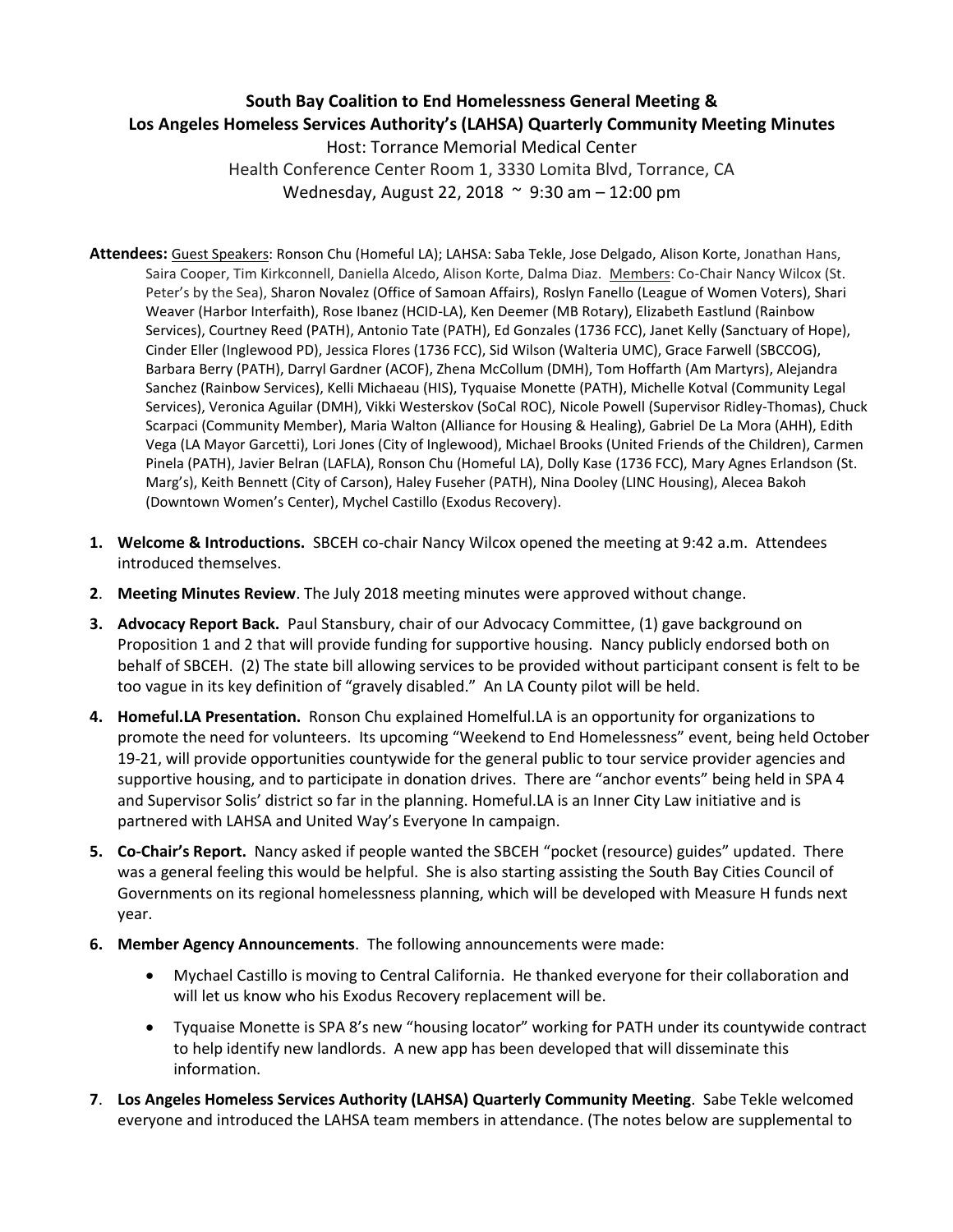**South Bay Coalition to End Homelessness General Meeting &**
**Los Angeles Homeless Services Authority's (LAHSA) Quarterly Community Meeting Minutes**

Host: Torrance Memorial Medical Center
Health Conference Center Room 1, 3330 Lomita Blvd, Torrance, CA
Wednesday, August 22, 2018 ~ 9:30 am – 12:00 pm

**Attendees:** Guest Speakers: Ronson Chu (Homeful LA); LAHSA: Saba Tekle, Jose Delgado, Alison Korte, Jonathan Hans, Saira Cooper, Tim Kirkconnell, Daniella Alcedo, Alison Korte, Dalma Diaz. Members: Co-Chair Nancy Wilcox (St. Peter's by the Sea), Sharon Novalez (Office of Samoan Affairs), Roslyn Fanello (League of Women Voters), Shari Weaver (Harbor Interfaith), Rose Ibanez (HCID-LA), Ken Deemer (MB Rotary), Elizabeth Eastlund (Rainbow Services), Courtney Reed (PATH), Antonio Tate (PATH), Ed Gonzales (1736 FCC), Janet Kelly (Sanctuary of Hope), Cinder Eller (Inglewood PD), Jessica Flores (1736 FCC), Sid Wilson (Walteria UMC), Grace Farwell (SBCCOG), Barbara Berry (PATH), Darryl Gardner (ACOF), Zhena McCollum (DMH), Tom Hoffarth (Am Martyrs), Alejandra Sanchez (Rainbow Services), Kelli Michaeau (HIS), Tyquaise Monette (PATH), Michelle Kotval (Community Legal Services), Veronica Aguilar (DMH), Vikki Westerskov (SoCal ROC), Nicole Powell (Supervisor Ridley-Thomas), Chuck Scarpaci (Community Member), Maria Walton (Alliance for Housing & Healing), Gabriel De La Mora (AHH), Edith Vega (LA Mayor Garcetti), Lori Jones (City of Inglewood), Michael Brooks (United Friends of the Children), Carmen Pinela (PATH), Javier Belran (LAFLA), Ronson Chu (Homeful LA), Dolly Kase (1736 FCC), Mary Agnes Erlandson (St. Marg's), Keith Bennett (City of Carson), Haley Fuseher (PATH), Nina Dooley (LINC Housing), Alecea Bakoh (Downtown Women's Center), Mychel Castillo (Exodus Recovery).

1. **Welcome & Introductions.** SBCEH co-chair Nancy Wilcox opened the meeting at 9:42 a.m. Attendees introduced themselves.

2. **Meeting Minutes Review**. The July 2018 meeting minutes were approved without change.

3. **Advocacy Report Back.** Paul Stansbury, chair of our Advocacy Committee, (1) gave background on Proposition 1 and 2 that will provide funding for supportive housing. Nancy publicly endorsed both on behalf of SBCEH. (2) The state bill allowing services to be provided without participant consent is felt to be too vague in its key definition of "gravely disabled." An LA County pilot will be held.

4. **Homeful.LA Presentation.** Ronson Chu explained Homelful.LA is an opportunity for organizations to promote the need for volunteers. Its upcoming "Weekend to End Homelessness" event, being held October 19-21, will provide opportunities countywide for the general public to tour service provider agencies and supportive housing, and to participate in donation drives. There are "anchor events" being held in SPA 4 and Supervisor Solis' district so far in the planning. Homeful.LA is an Inner City Law initiative and is partnered with LAHSA and United Way's Everyone In campaign.

5. **Co-Chair's Report.** Nancy asked if people wanted the SBCEH "pocket (resource) guides" updated. There was a general feeling this would be helpful. She is also starting assisting the South Bay Cities Council of Governments on its regional homelessness planning, which will be developed with Measure H funds next year.

6. **Member Agency Announcements**. The following announcements were made:

   - Mychael Castillo is moving to Central California. He thanked everyone for their collaboration and will let us know who his Exodus Recovery replacement will be.
   - Tyquaise Monette is SPA 8's new "housing locator" working for PATH under its countywide contract to help identify new landlords. A new app has been developed that will disseminate this information.

7. **Los Angeles Homeless Services Authority (LAHSA) Quarterly Community Meeting**. Sabe Tekle welcomed everyone and introduced the LAHSA team members in attendance. (The notes below are supplemental to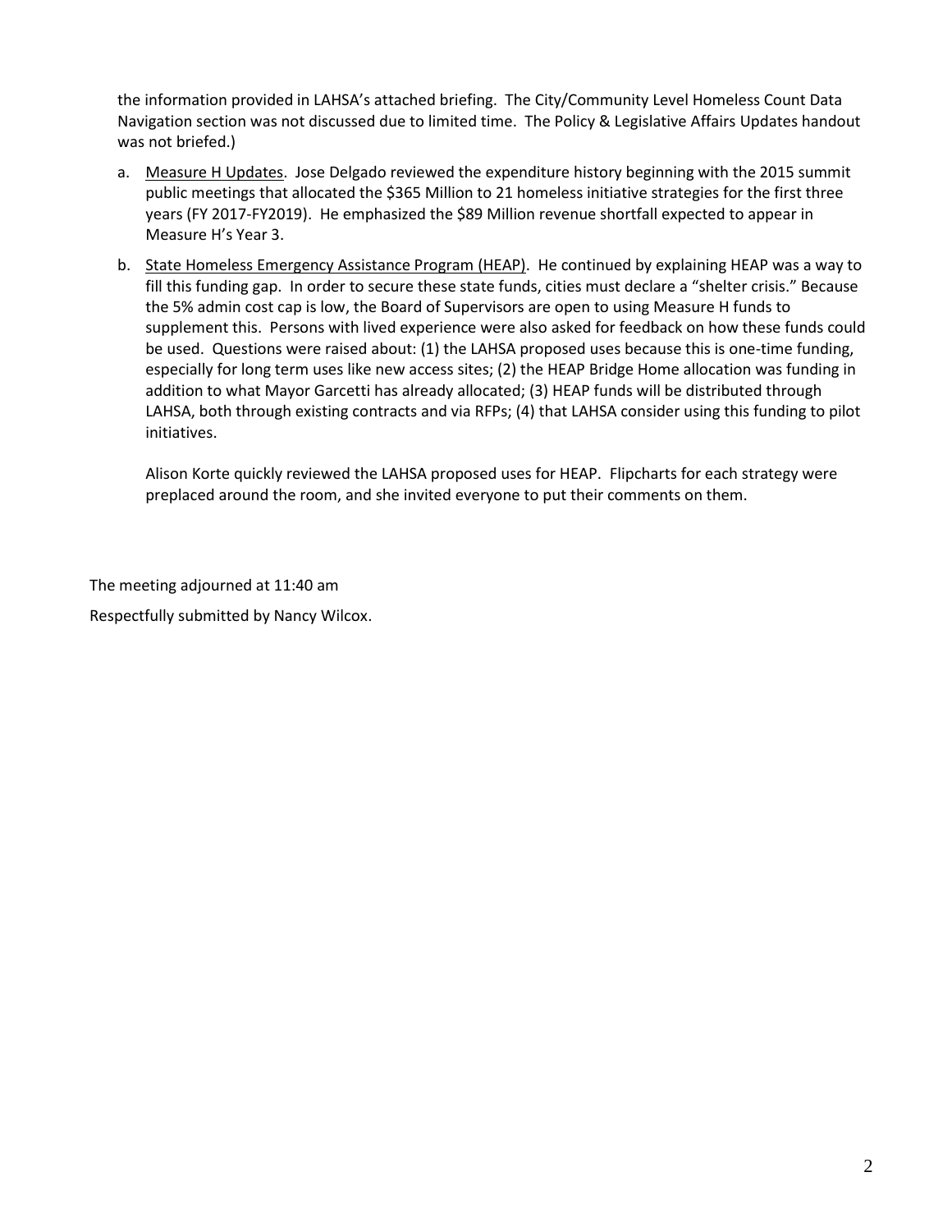the information provided in LAHSA's attached briefing. The City/Community Level Homeless Count Data Navigation section was not discussed due to limited time. The Policy & Legislative Affairs Updates handout was not briefed.)

a. Measure H Updates. Jose Delgado reviewed the expenditure history beginning with the 2015 summit public meetings that allocated the $365 Million to 21 homeless initiative strategies for the first three years (FY 2017-FY2019). He emphasized the $89 Million revenue shortfall expected to appear in Measure H's Year 3.

b. State Homeless Emergency Assistance Program (HEAP). He continued by explaining HEAP was a way to fill this funding gap. In order to secure these state funds, cities must declare a "shelter crisis." Because the 5% admin cost cap is low, the Board of Supervisors are open to using Measure H funds to supplement this. Persons with lived experience were also asked for feedback on how these funds could be used. Questions were raised about: (1) the LAHSA proposed uses because this is one-time funding, especially for long term uses like new access sites; (2) the HEAP Bridge Home allocation was funding in addition to what Mayor Garcetti has already allocated; (3) HEAP funds will be distributed through LAHSA, both through existing contracts and via RFPs; (4) that LAHSA consider using this funding to pilot initiatives.

   Alison Korte quickly reviewed the LAHSA proposed uses for HEAP. Flipcharts for each strategy were preplaced around the room, and she invited everyone to put their comments on them.

The meeting adjourned at 11:40 am

Respectfully submitted by Nancy Wilcox.